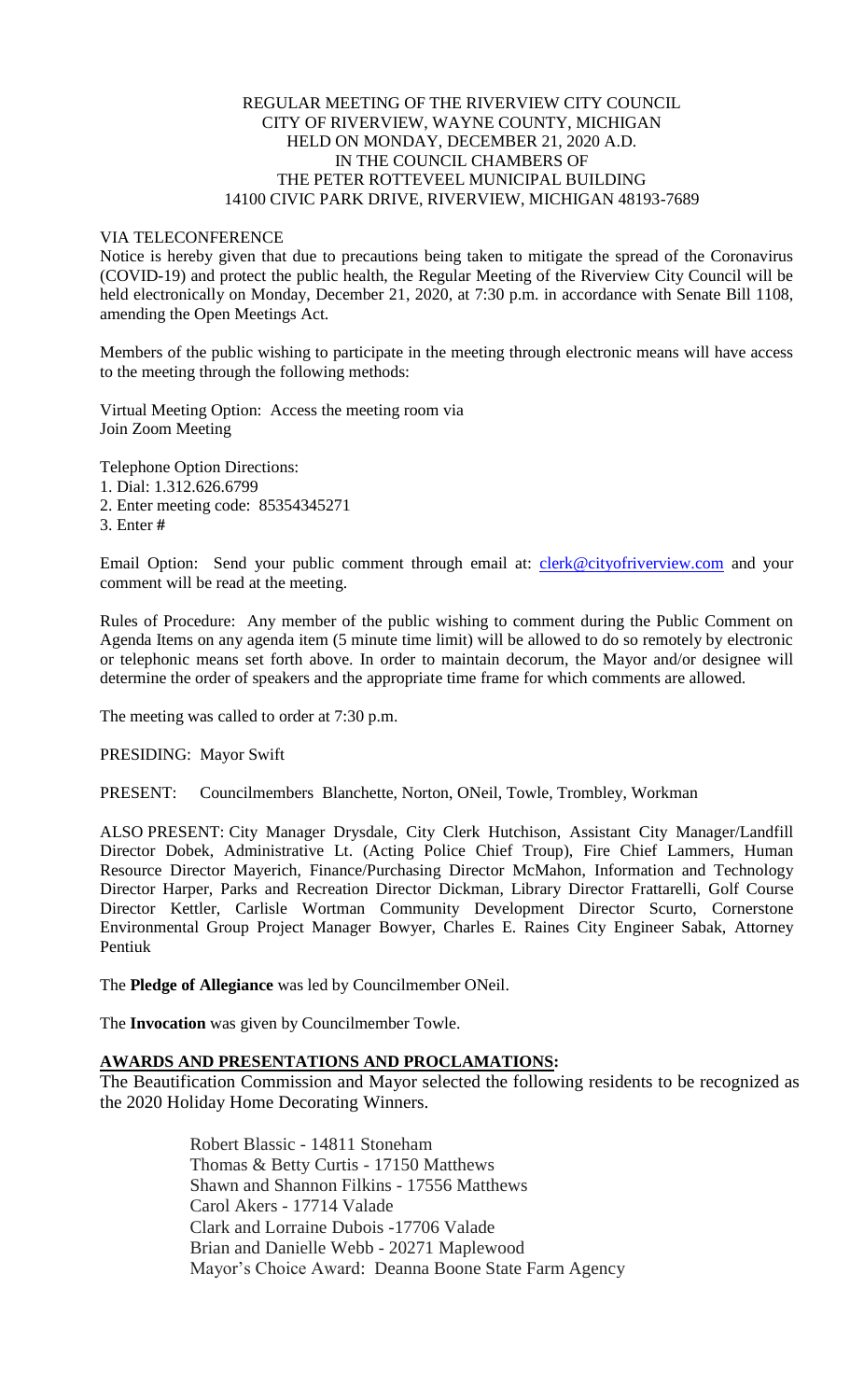REGULAR MEETING OF THE RIVERVIEW CITY COUNCIL
CITY OF RIVERVIEW, WAYNE COUNTY, MICHIGAN
HELD ON MONDAY, DECEMBER 21, 2020 A.D.
IN THE COUNCIL CHAMBERS OF
THE PETER ROTTEVEEL MUNICIPAL BUILDING
14100 CIVIC PARK DRIVE, RIVERVIEW, MICHIGAN 48193-7689

VIA TELECONFERENCE

Notice is hereby given that due to precautions being taken to mitigate the spread of the Coronavirus (COVID-19) and protect the public health, the Regular Meeting of the Riverview City Council will be held electronically on Monday, December 21, 2020, at 7:30 p.m. in accordance with Senate Bill 1108, amending the Open Meetings Act.

Members of the public wishing to participate in the meeting through electronic means will have access to the meeting through the following methods:

Virtual Meeting Option: Access the meeting room via
Join Zoom Meeting

Telephone Option Directions:
1. Dial: 1.312.626.6799
2. Enter meeting code: 85354345271
3. Enter **#**

Email Option: Send your public comment through email at: clerk@cityofriverview.com and your comment will be read at the meeting.

Rules of Procedure: Any member of the public wishing to comment during the Public Comment on Agenda Items on any agenda item (5 minute time limit) will be allowed to do so remotely by electronic or telephonic means set forth above. In order to maintain decorum, the Mayor and/or designee will determine the order of speakers and the appropriate time frame for which comments are allowed.

The meeting was called to order at 7:30 p.m.

PRESIDING: Mayor Swift

PRESENT: Councilmembers Blanchette, Norton, ONeil, Towle, Trombley, Workman

ALSO PRESENT: City Manager Drysdale, City Clerk Hutchison, Assistant City Manager/Landfill Director Dobek, Administrative Lt. (Acting Police Chief Troup), Fire Chief Lammers, Human Resource Director Mayerich, Finance/Purchasing Director McMahon, Information and Technology Director Harper, Parks and Recreation Director Dickman, Library Director Frattarelli, Golf Course Director Kettler, Carlisle Wortman Community Development Director Scurto, Cornerstone Environmental Group Project Manager Bowyer, Charles E. Raines City Engineer Sabak, Attorney Pentiuk

The **Pledge of Allegiance** was led by Councilmember ONeil.

The **Invocation** was given by Councilmember Towle.

**AWARDS AND PRESENTATIONS AND PROCLAMATIONS:**

The Beautification Commission and Mayor selected the following residents to be recognized as the 2020 Holiday Home Decorating Winners.

Robert Blassic - 14811 Stoneham
Thomas & Betty Curtis - 17150 Matthews
Shawn and Shannon Filkins - 17556 Matthews
Carol Akers - 17714 Valade
Clark and Lorraine Dubois -17706 Valade
Brian and Danielle Webb - 20271 Maplewood
Mayor's Choice Award: Deanna Boone State Farm Agency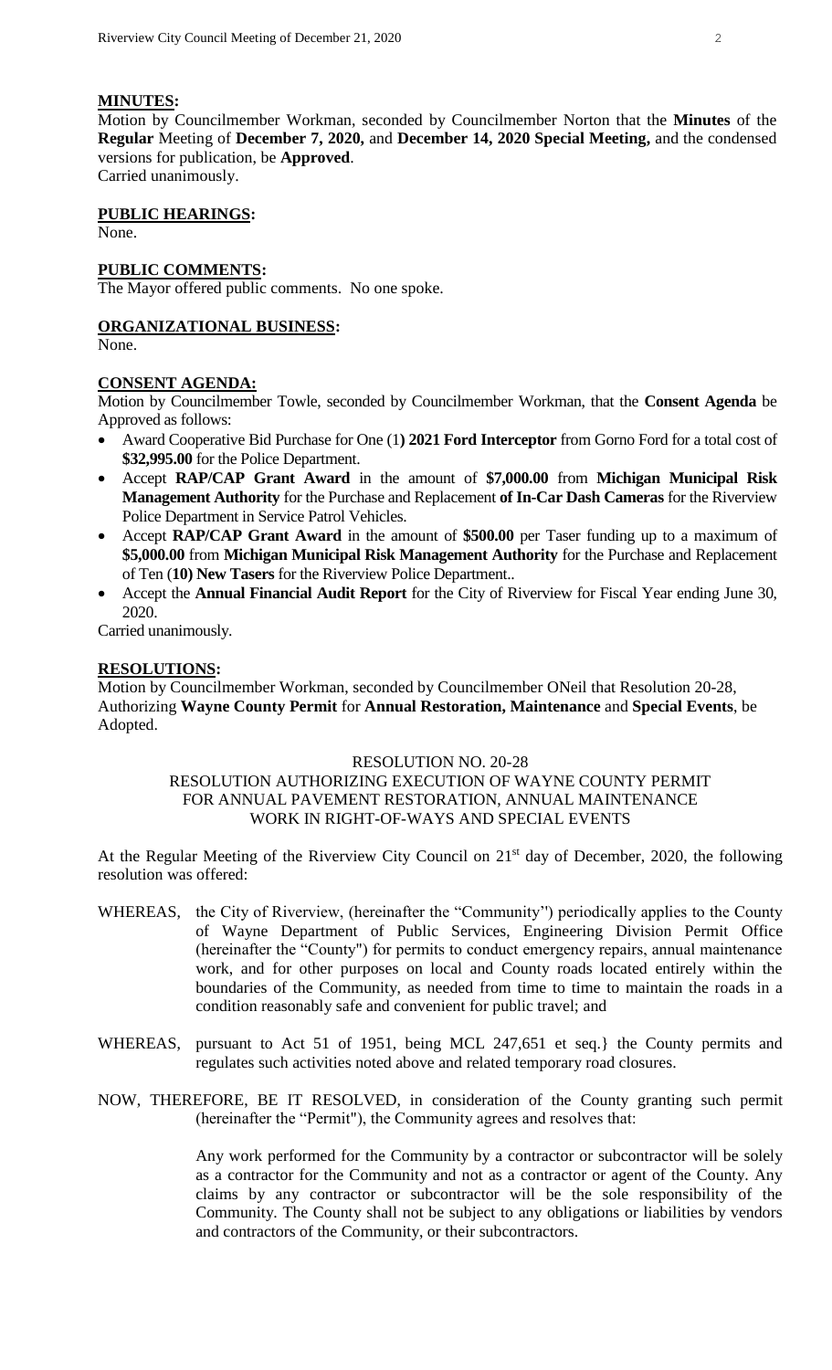**MINUTES:**

Motion by Councilmember Workman, seconded by Councilmember Norton that the **Minutes** of the **Regular** Meeting of **December 7, 2020,** and **December 14, 2020 Special Meeting,** and the condensed versions for publication, be **Approved**.
Carried unanimously.

**PUBLIC HEARINGS:**

None.

**PUBLIC COMMENTS:**

The Mayor offered public comments. No one spoke.

**ORGANIZATIONAL BUSINESS:**

None.

**CONSENT AGENDA:**

Motion by Councilmember Towle, seconded by Councilmember Workman, that the **Consent Agenda** be Approved as follows:

- Award Cooperative Bid Purchase for One (1**) 2021 Ford Interceptor** from Gorno Ford for a total cost of **$32,995.00** for the Police Department.
- Accept **RAP/CAP Grant Award** in the amount of **$7,000.00** from **Michigan Municipal Risk Management Authority** for the Purchase and Replacement **of In-Car Dash Cameras** for the Riverview Police Department in Service Patrol Vehicles.
- Accept **RAP/CAP Grant Award** in the amount of **$500.00** per Taser funding up to a maximum of **$5,000.00** from **Michigan Municipal Risk Management Authority** for the Purchase and Replacement of Ten (**10) New Tasers** for the Riverview Police Department..
- Accept the **Annual Financial Audit Report** for the City of Riverview for Fiscal Year ending June 30, 2020.

Carried unanimously.

**RESOLUTIONS:**

Motion by Councilmember Workman, seconded by Councilmember ONeil that Resolution 20-28, Authorizing **Wayne County Permit** for **Annual Restoration, Maintenance** and **Special Events**, be Adopted.

RESOLUTION NO. 20-28
RESOLUTION AUTHORIZING EXECUTION OF WAYNE COUNTY PERMIT FOR ANNUAL PAVEMENT RESTORATION, ANNUAL MAINTENANCE WORK IN RIGHT-OF-WAYS AND SPECIAL EVENTS

At the Regular Meeting of the Riverview City Council on 21st day of December, 2020, the following resolution was offered:

WHEREAS, the City of Riverview, (hereinafter the "Community'') periodically applies to the County of Wayne Department of Public Services, Engineering Division Permit Office (hereinafter the "County") for permits to conduct emergency repairs, annual maintenance work, and for other purposes on local and County roads located entirely within the boundaries of the Community, as needed from time to time to maintain the roads in a condition reasonably safe and convenient for public travel; and

WHEREAS, pursuant to Act 51 of 1951, being MCL 247,651 et seq.} the County permits and regulates such activities noted above and related temporary road closures.

NOW, THEREFORE, BE IT RESOLVED, in consideration of the County granting such permit (hereinafter the "Permit"), the Community agrees and resolves that:

Any work performed for the Community by a contractor or subcontractor will be solely as a contractor for the Community and not as a contractor or agent of the County. Any claims by any contractor or subcontractor will be the sole responsibility of the Community. The County shall not be subject to any obligations or liabilities by vendors and contractors of the Community, or their subcontractors.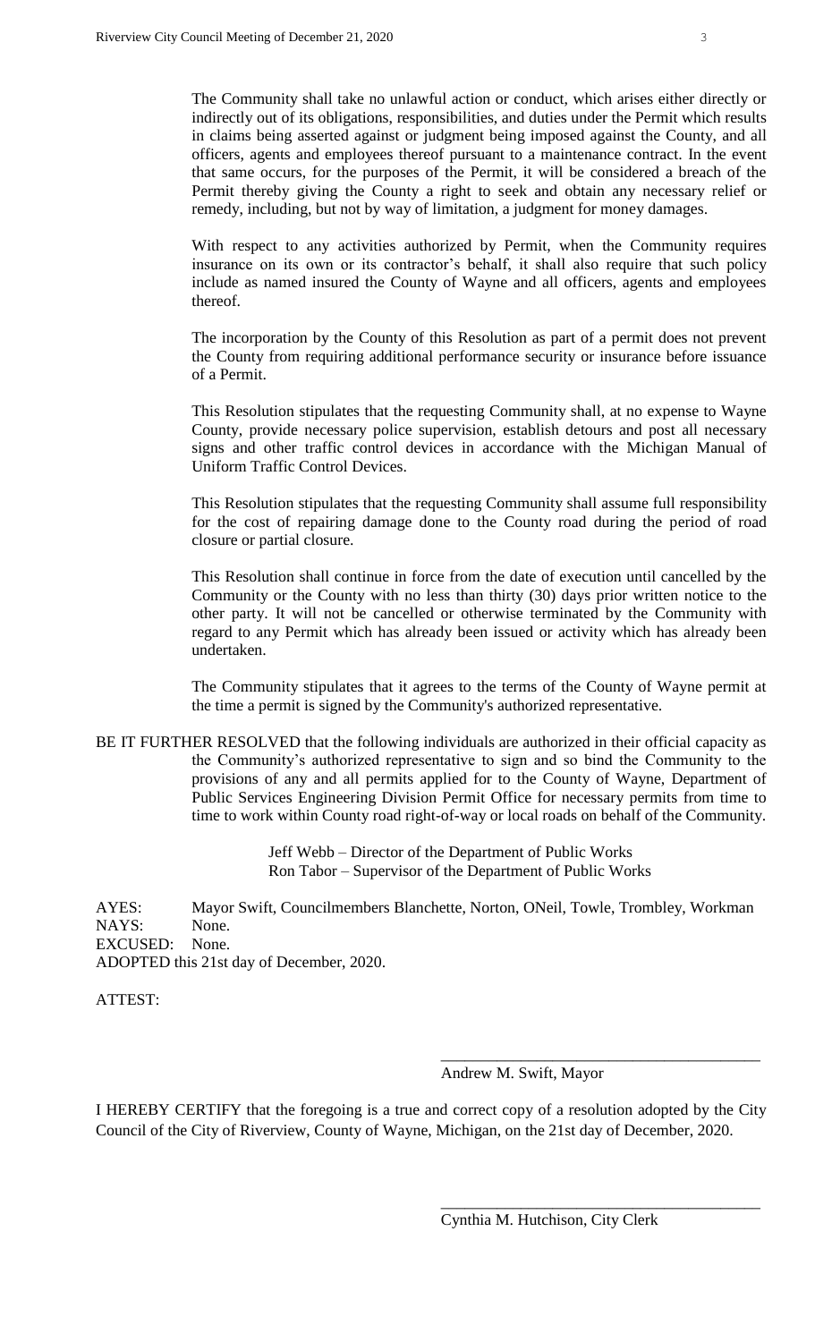The Community shall take no unlawful action or conduct, which arises either directly or indirectly out of its obligations, responsibilities, and duties under the Permit which results in claims being asserted against or judgment being imposed against the County, and all officers, agents and employees thereof pursuant to a maintenance contract. In the event that same occurs, for the purposes of the Permit, it will be considered a breach of the Permit thereby giving the County a right to seek and obtain any necessary relief or remedy, including, but not by way of limitation, a judgment for money damages.

With respect to any activities authorized by Permit, when the Community requires insurance on its own or its contractor's behalf, it shall also require that such policy include as named insured the County of Wayne and all officers, agents and employees thereof.

The incorporation by the County of this Resolution as part of a permit does not prevent the County from requiring additional performance security or insurance before issuance of a Permit.

This Resolution stipulates that the requesting Community shall, at no expense to Wayne County, provide necessary police supervision, establish detours and post all necessary signs and other traffic control devices in accordance with the Michigan Manual of Uniform Traffic Control Devices.

This Resolution stipulates that the requesting Community shall assume full responsibility for the cost of repairing damage done to the County road during the period of road closure or partial closure.

This Resolution shall continue in force from the date of execution until cancelled by the Community or the County with no less than thirty (30) days prior written notice to the other party. It will not be cancelled or otherwise terminated by the Community with regard to any Permit which has already been issued or activity which has already been undertaken.

The Community stipulates that it agrees to the terms of the County of Wayne permit at the time a permit is signed by the Community's authorized representative.

BE IT FURTHER RESOLVED that the following individuals are authorized in their official capacity as the Community's authorized representative to sign and so bind the Community to the provisions of any and all permits applied for to the County of Wayne, Department of Public Services Engineering Division Permit Office for necessary permits from time to time to work within County road right-of-way or local roads on behalf of the Community.

Jeff Webb – Director of the Department of Public Works
Ron Tabor – Supervisor of the Department of Public Works

AYES: Mayor Swift, Councilmembers Blanchette, Norton, ONeil, Towle, Trombley, Workman
NAYS: None.
EXCUSED: None.
ADOPTED this 21st day of December, 2020.

ATTEST:

\_\_\_\_\_\_\_\_\_\_\_\_\_\_\_\_\_\_\_\_\_\_\_\_\_\_\_\_\_\_\_\_\_\_\_\_\_\_\_\_

Andrew M. Swift, Mayor

I HEREBY CERTIFY that the foregoing is a true and correct copy of a resolution adopted by the City Council of the City of Riverview, County of Wayne, Michigan, on the 21st day of December, 2020.

\_\_\_\_\_\_\_\_\_\_\_\_\_\_\_\_\_\_\_\_\_\_\_\_\_\_\_\_\_\_\_\_\_\_\_\_\_\_\_\_

Cynthia M. Hutchison, City Clerk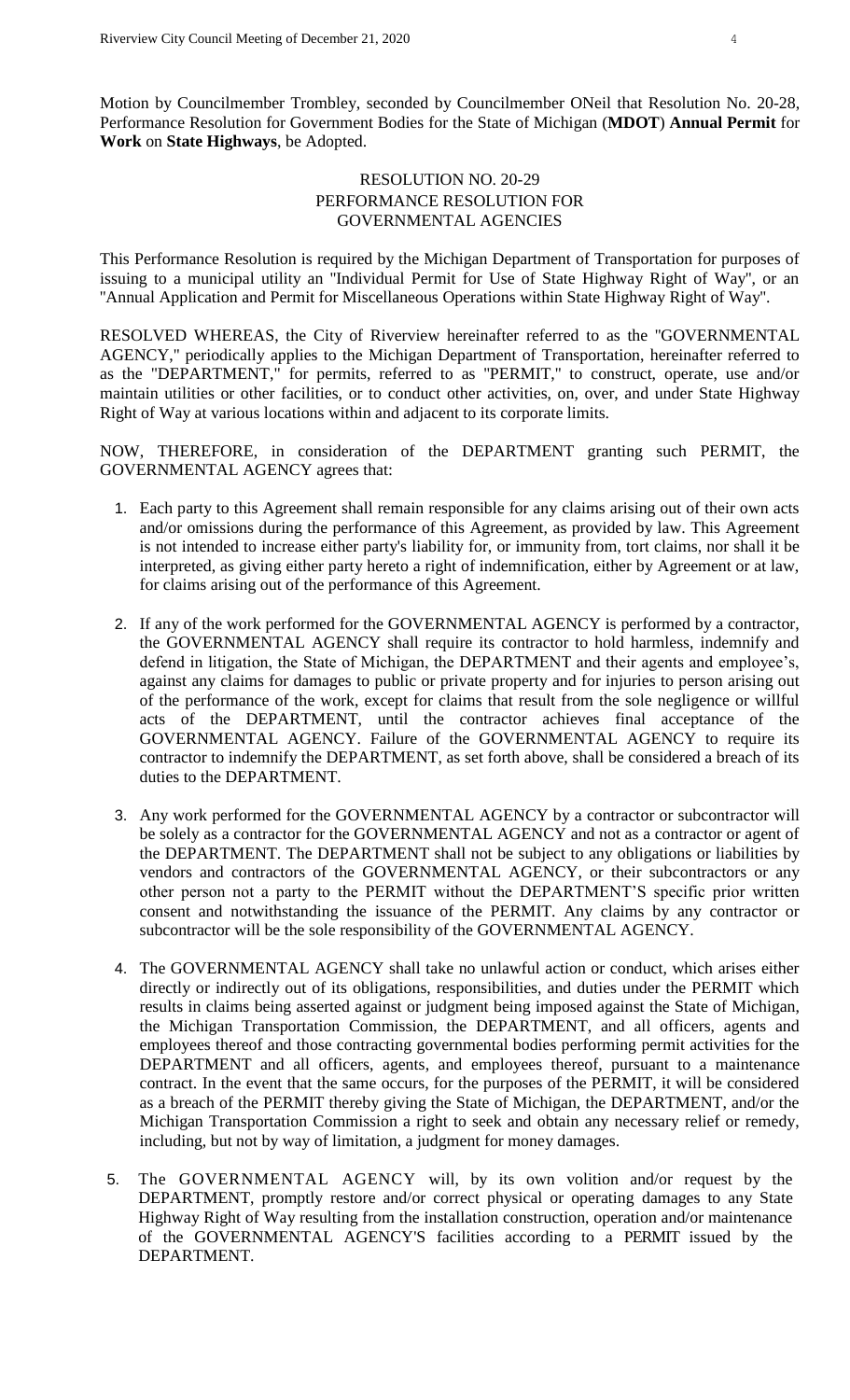Motion by Councilmember Trombley, seconded by Councilmember ONeil that Resolution No. 20-28, Performance Resolution for Government Bodies for the State of Michigan (**MDOT**) **Annual Permit** for **Work** on **State Highways**, be Adopted.

RESOLUTION NO. 20-29
PERFORMANCE RESOLUTION FOR
GOVERNMENTAL AGENCIES

This Performance Resolution is required by the Michigan Department of Transportation for purposes of issuing to a municipal utility an "Individual Permit for Use of State Highway Right of Way", or an "Annual Application and Permit for Miscellaneous Operations within State Highway Right of Way".

RESOLVED WHEREAS, the City of Riverview hereinafter referred to as the "GOVERNMENTAL AGENCY," periodically applies to the Michigan Department of Transportation, hereinafter referred to as the "DEPARTMENT," for permits, referred to as "PERMIT," to construct, operate, use and/or maintain utilities or other facilities, or to conduct other activities, on, over, and under State Highway Right of Way at various locations within and adjacent to its corporate limits.

NOW, THEREFORE, in consideration of the DEPARTMENT granting such PERMIT, the GOVERNMENTAL AGENCY agrees that:

1. Each party to this Agreement shall remain responsible for any claims arising out of their own acts and/or omissions during the performance of this Agreement, as provided by law. This Agreement is not intended to increase either party's liability for, or immunity from, tort claims, nor shall it be interpreted, as giving either party hereto a right of indemnification, either by Agreement or at law, for claims arising out of the performance of this Agreement.

2. If any of the work performed for the GOVERNMENTAL AGENCY is performed by a contractor, the GOVERNMENTAL AGENCY shall require its contractor to hold harmless, indemnify and defend in litigation, the State of Michigan, the DEPARTMENT and their agents and employee's, against any claims for damages to public or private property and for injuries to person arising out of the performance of the work, except for claims that result from the sole negligence or willful acts of the DEPARTMENT, until the contractor achieves final acceptance of the GOVERNMENTAL AGENCY. Failure of the GOVERNMENTAL AGENCY to require its contractor to indemnify the DEPARTMENT, as set forth above, shall be considered a breach of its duties to the DEPARTMENT.

3. Any work performed for the GOVERNMENTAL AGENCY by a contractor or subcontractor will be solely as a contractor for the GOVERNMENTAL AGENCY and not as a contractor or agent of the DEPARTMENT. The DEPARTMENT shall not be subject to any obligations or liabilities by vendors and contractors of the GOVERNMENTAL AGENCY, or their subcontractors or any other person not a party to the PERMIT without the DEPARTMENT'S specific prior written consent and notwithstanding the issuance of the PERMIT. Any claims by any contractor or subcontractor will be the sole responsibility of the GOVERNMENTAL AGENCY.

4. The GOVERNMENTAL AGENCY shall take no unlawful action or conduct, which arises either directly or indirectly out of its obligations, responsibilities, and duties under the PERMIT which results in claims being asserted against or judgment being imposed against the State of Michigan, the Michigan Transportation Commission, the DEPARTMENT, and all officers, agents and employees thereof and those contracting governmental bodies performing permit activities for the DEPARTMENT and all officers, agents, and employees thereof, pursuant to a maintenance contract. In the event that the same occurs, for the purposes of the PERMIT, it will be considered as a breach of the PERMIT thereby giving the State of Michigan, the DEPARTMENT, and/or the Michigan Transportation Commission a right to seek and obtain any necessary relief or remedy, including, but not by way of limitation, a judgment for money damages.

5. The GOVERNMENTAL AGENCY will, by its own volition and/or request by the DEPARTMENT, promptly restore and/or correct physical or operating damages to any State Highway Right of Way resulting from the installation construction, operation and/or maintenance of the GOVERNMENTAL AGENCY'S facilities according to a PERMIT issued by the DEPARTMENT.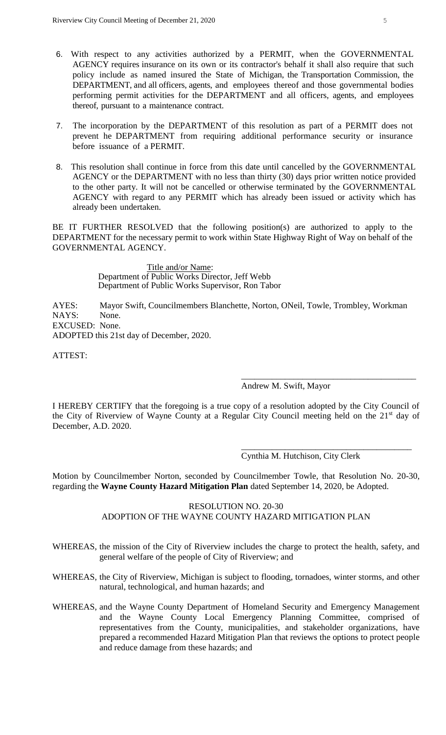6. With respect to any activities authorized by a PERMIT, when the GOVERNMENTAL AGENCY requires insurance on its own or its contractor's behalf it shall also require that such policy include as named insured the State of Michigan, the Transportation Commission, the DEPARTMENT, and all officers, agents, and employees thereof and those governmental bodies performing permit activities for the DEPARTMENT and all officers, agents, and employees thereof, pursuant to a maintenance contract.

7. The incorporation by the DEPARTMENT of this resolution as part of a PERMIT does not prevent he DEPARTMENT from requiring additional performance security or insurance before issuance of a PERMIT.

8. This resolution shall continue in force from this date until cancelled by the GOVERNMENTAL AGENCY or the DEPARTMENT with no less than thirty (30) days prior written notice provided to the other party. It will not be cancelled or otherwise terminated by the GOVERNMENTAL AGENCY with regard to any PERMIT which has already been issued or activity which has already been undertaken.

BE IT FURTHER RESOLVED that the following position(s) are authorized to apply to the DEPARTMENT for the necessary permit to work within State Highway Right of Way on behalf of the GOVERNMENTAL AGENCY.

Title and/or Name:
Department of Public Works Director, Jeff Webb
Department of Public Works Supervisor, Ron Tabor

AYES: Mayor Swift, Councilmembers Blanchette, Norton, ONeil, Towle, Trombley, Workman
NAYS: None.
EXCUSED: None.
ADOPTED this 21st day of December, 2020.

ATTEST:

\_\_\_\_\_\_\_\_\_\_\_\_\_\_\_\_\_\_\_\_\_\_\_\_\_\_\_\_\_\_\_\_\_\_\_\_\_\_\_\_
Andrew M. Swift, Mayor

I HEREBY CERTIFY that the foregoing is a true copy of a resolution adopted by the City Council of the City of Riverview of Wayne County at a Regular City Council meeting held on the 21st day of December, A.D. 2020.

\_\_\_\_\_\_\_\_\_\_\_\_\_\_\_\_\_\_\_\_\_\_\_\_\_\_\_\_\_\_\_\_\_\_\_\_\_\_\_\_
Cynthia M. Hutchison, City Clerk

Motion by Councilmember Norton, seconded by Councilmember Towle, that Resolution No. 20-30, regarding the **Wayne County Hazard Mitigation Plan** dated September 14, 2020, be Adopted.

RESOLUTION NO. 20-30
ADOPTION OF THE WAYNE COUNTY HAZARD MITIGATION PLAN

WHEREAS, the mission of the City of Riverview includes the charge to protect the health, safety, and general welfare of the people of City of Riverview; and

WHEREAS, the City of Riverview, Michigan is subject to flooding, tornadoes, winter storms, and other natural, technological, and human hazards; and

WHEREAS, and the Wayne County Department of Homeland Security and Emergency Management and the Wayne County Local Emergency Planning Committee, comprised of representatives from the County, municipalities, and stakeholder organizations, have prepared a recommended Hazard Mitigation Plan that reviews the options to protect people and reduce damage from these hazards; and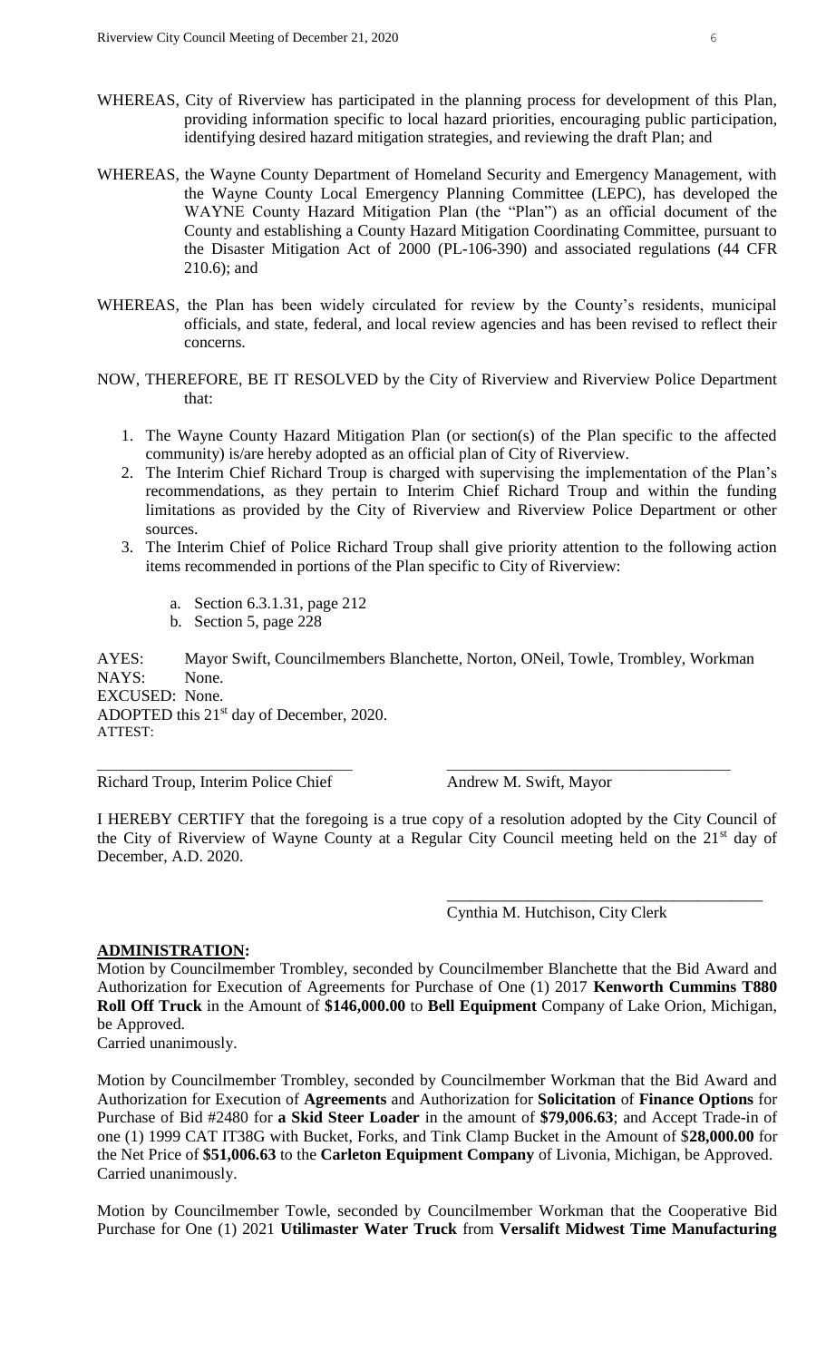WHEREAS, City of Riverview has participated in the planning process for development of this Plan, providing information specific to local hazard priorities, encouraging public participation, identifying desired hazard mitigation strategies, and reviewing the draft Plan; and

WHEREAS, the Wayne County Department of Homeland Security and Emergency Management, with the Wayne County Local Emergency Planning Committee (LEPC), has developed the WAYNE County Hazard Mitigation Plan (the "Plan") as an official document of the County and establishing a County Hazard Mitigation Coordinating Committee, pursuant to the Disaster Mitigation Act of 2000 (PL-106-390) and associated regulations (44 CFR 210.6); and

WHEREAS, the Plan has been widely circulated for review by the County's residents, municipal officials, and state, federal, and local review agencies and has been revised to reflect their concerns.

NOW, THEREFORE, BE IT RESOLVED by the City of Riverview and Riverview Police Department that:

1. The Wayne County Hazard Mitigation Plan (or section(s) of the Plan specific to the affected community) is/are hereby adopted as an official plan of City of Riverview.
2. The Interim Chief Richard Troup is charged with supervising the implementation of the Plan's recommendations, as they pertain to Interim Chief Richard Troup and within the funding limitations as provided by the City of Riverview and Riverview Police Department or other sources.
3. The Interim Chief of Police Richard Troup shall give priority attention to the following action items recommended in portions of the Plan specific to City of Riverview:
   a. Section 6.3.1.31, page 212
   b. Section 5, page 228

AYES: Mayor Swift, Councilmembers Blanchette, Norton, ONeil, Towle, Trombley, Workman
NAYS: None.
EXCUSED: None.
ADOPTED this 21st day of December, 2020.
ATTEST:

\_\_\_\_\_\_\_\_\_\_\_\_\_\_\_\_\_\_\_\_\_\_\_\_\_\_\_\_\_\_ \_\_\_\_\_\_\_\_\_\_\_\_\_\_\_\_\_\_\_\_\_\_\_\_\_\_\_\_\_\_

Richard Troup, Interim Police Chief Andrew M. Swift, Mayor

I HEREBY CERTIFY that the foregoing is a true copy of a resolution adopted by the City Council of the City of Riverview of Wayne County at a Regular City Council meeting held on the 21st day of December, A.D. 2020.

\_\_\_\_\_\_\_\_\_\_\_\_\_\_\_\_\_\_\_\_\_\_\_\_\_\_\_\_\_\_

Cynthia M. Hutchison, City Clerk

**ADMINISTRATION:**

Motion by Councilmember Trombley, seconded by Councilmember Blanchette that the Bid Award and Authorization for Execution of Agreements for Purchase of One (1) 2017 **Kenworth Cummins T880 Roll Off Truck** in the Amount of **$146,000.00** to **Bell Equipment** Company of Lake Orion, Michigan, be Approved.
Carried unanimously.

Motion by Councilmember Trombley, seconded by Councilmember Workman that the Bid Award and Authorization for Execution of **Agreements** and Authorization for **Solicitation** of **Finance Options** for Purchase of Bid #2480 for **a Skid Steer Loader** in the amount of **$79,006.63**; and Accept Trade-in of one (1) 1999 CAT IT38G with Bucket, Forks, and Tink Clamp Bucket in the Amount of $**28,000.00** for the Net Price of **$51,006.63** to the **Carleton Equipment Company** of Livonia, Michigan, be Approved.
Carried unanimously.

Motion by Councilmember Towle, seconded by Councilmember Workman that the Cooperative Bid Purchase for One (1) 2021 **Utilimaster Water Truck** from **Versalift Midwest Time Manufacturing**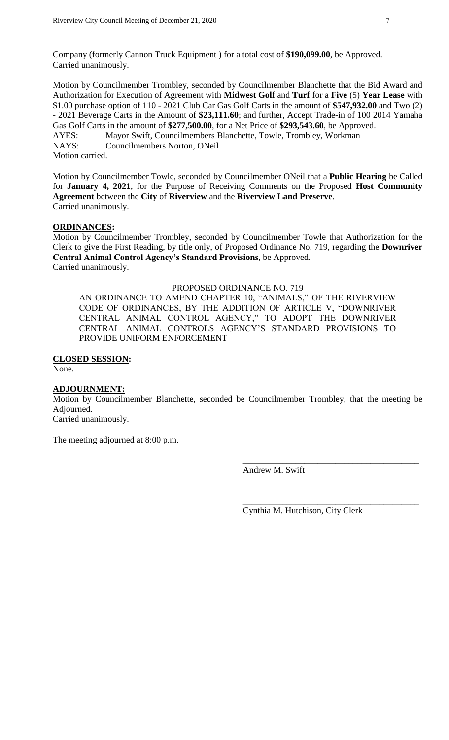Company (formerly Cannon Truck Equipment ) for a total cost of **$190,099.00**, be Approved.
Carried unanimously.

Motion by Councilmember Trombley, seconded by Councilmember Blanchette that the Bid Award and Authorization for Execution of Agreement with **Midwest Golf** and **Turf** for a **Five** (5) **Year Lease** with $1.00 purchase option of 110 - 2021 Club Car Gas Golf Carts in the amount of **$547,932.00** and Two (2) - 2021 Beverage Carts in the Amount of **$23,111.60**; and further, Accept Trade-in of 100 2014 Yamaha Gas Golf Carts in the amount of **$277,500.00**, for a Net Price of **$293,543.60**, be Approved.
AYES: Mayor Swift, Councilmembers Blanchette, Towle, Trombley, Workman
NAYS: Councilmembers Norton, ONeil
Motion carried.

Motion by Councilmember Towle, seconded by Councilmember ONeil that a **Public Hearing** be Called for **January 4, 2021**, for the Purpose of Receiving Comments on the Proposed **Host Community Agreement** between the **City** of **Riverview** and the **Riverview Land Preserve**.
Carried unanimously.

**ORDINANCES:**

Motion by Councilmember Trombley, seconded by Councilmember Towle that Authorization for the Clerk to give the First Reading, by title only, of Proposed Ordinance No. 719, regarding the **Downriver Central Animal Control Agency's Standard Provisions**, be Approved.
Carried unanimously.

PROPOSED ORDINANCE NO. 719

AN ORDINANCE TO AMEND CHAPTER 10, "ANIMALS," OF THE RIVERVIEW CODE OF ORDINANCES, BY THE ADDITION OF ARTICLE V, "DOWNRIVER CENTRAL ANIMAL CONTROL AGENCY," TO ADOPT THE DOWNRIVER CENTRAL ANIMAL CONTROLS AGENCY'S STANDARD PROVISIONS TO PROVIDE UNIFORM ENFORCEMENT

**CLOSED SESSION:**

None.

**ADJOURNMENT:**

Motion by Councilmember Blanchette, seconded be Councilmember Trombley, that the meeting be Adjourned.
Carried unanimously.

The meeting adjourned at 8:00 p.m.

\_\_\_\_\_\_\_\_\_\_\_\_\_\_\_\_\_\_\_\_\_\_\_\_\_\_\_\_\_\_\_\_\_\_\_\_\_\_\_\_
Andrew M. Swift

\_\_\_\_\_\_\_\_\_\_\_\_\_\_\_\_\_\_\_\_\_\_\_\_\_\_\_\_\_\_\_\_\_\_\_\_\_\_\_\_
Cynthia M. Hutchison, City Clerk